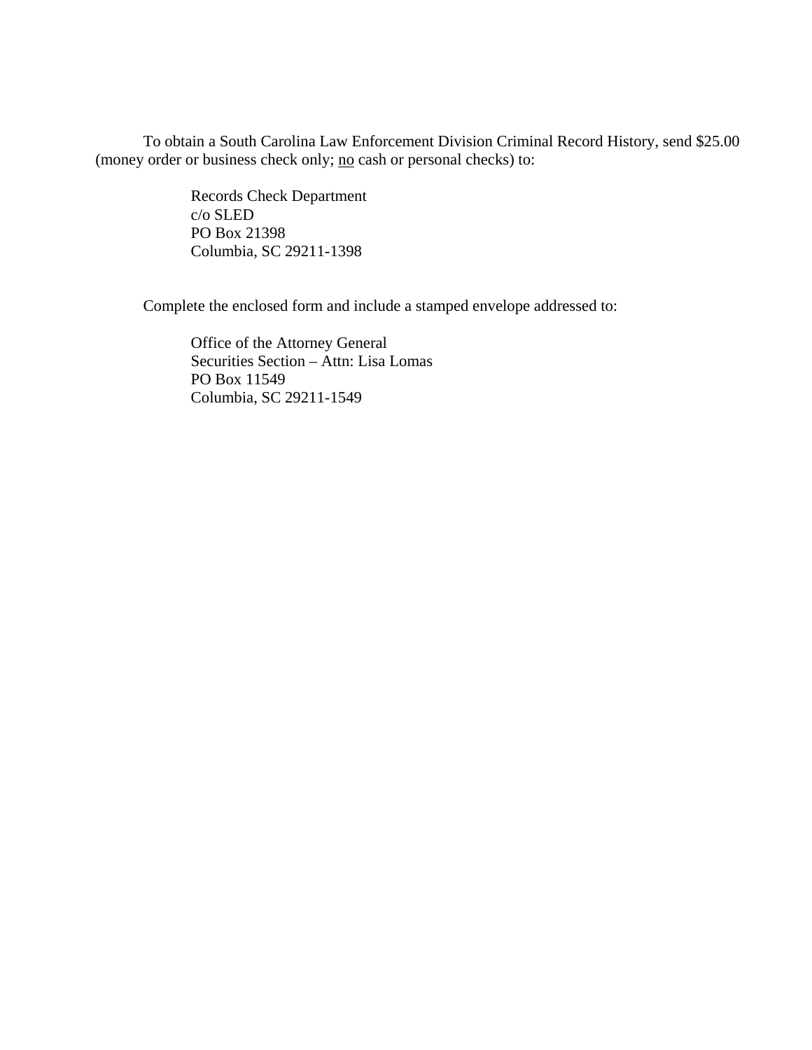To obtain a South Carolina Law Enforcement Division Criminal Record History, send $25.00 (money order or business check only; <u>no</u> cash or personal checks) to:

Records Check Department
c/o SLED
PO Box 21398
Columbia, SC 29211-1398

Complete the enclosed form and include a stamped envelope addressed to:

Office of the Attorney General
Securities Section – Attn: Lisa Lomas
PO Box 11549
Columbia, SC 29211-1549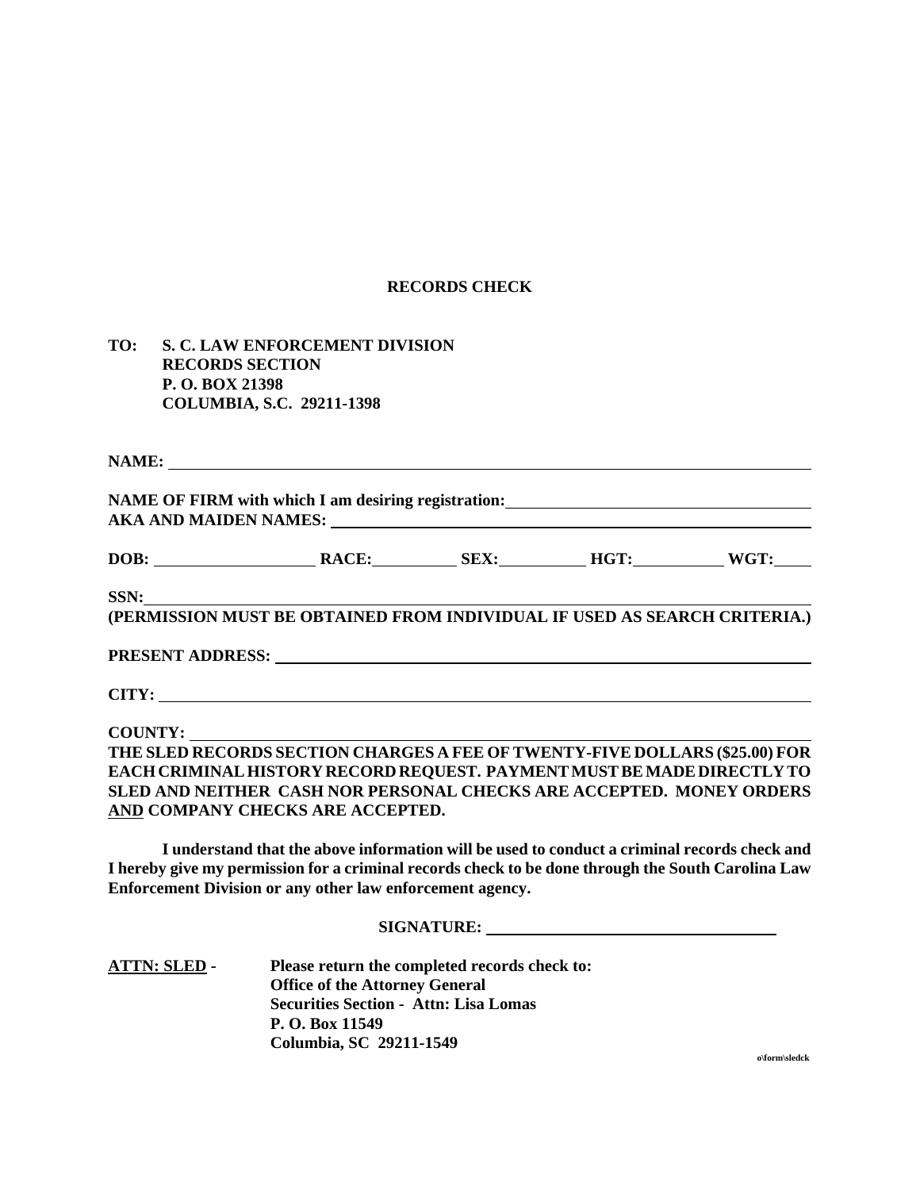# RECORDS CHECK

**TO: S. C. LAW ENFORCEMENT DIVISION**
**RECORDS SECTION**
**P. O. BOX 21398**
**COLUMBIA, S.C. 29211-1398**

**NAME:** ______________________________________________

**NAME OF FIRM with which I am desiring registration:** ______________________
**AKA AND MAIDEN NAMES:** ______________________________

**DOB:** ____________ **RACE:** ________ **SEX:** ________ **HGT:** ________ **WGT:** ____

**SSN:** ______________________________________________
**(PERMISSION MUST BE OBTAINED FROM INDIVIDUAL IF USED AS SEARCH CRITERIA.)**

**PRESENT ADDRESS:** ______________________________________

**CITY:** ______________________________________________

**COUNTY:** ____________________________________________
**THE SLED RECORDS SECTION CHARGES A FEE OF TWENTY-FIVE DOLLARS ($25.00) FOR EACH CRIMINAL HISTORY RECORD REQUEST. PAYMENT MUST BE MADE DIRECTLY TO SLED AND NEITHER CASH NOR PERSONAL CHECKS ARE ACCEPTED. MONEY ORDERS AND COMPANY CHECKS ARE ACCEPTED.**

**I understand that the above information will be used to conduct a criminal records check and I hereby give my permission for a criminal records check to be done through the South Carolina Law Enforcement Division or any other law enforcement agency.**

**SIGNATURE:** ______________________________

**ATTN: SLED** - **Please return the completed records check to:**
**Office of the Attorney General**
**Securities Section - Attn: Lisa Lomas**
**P. O. Box 11549**
**Columbia, SC 29211-1549**

o\form\sledck